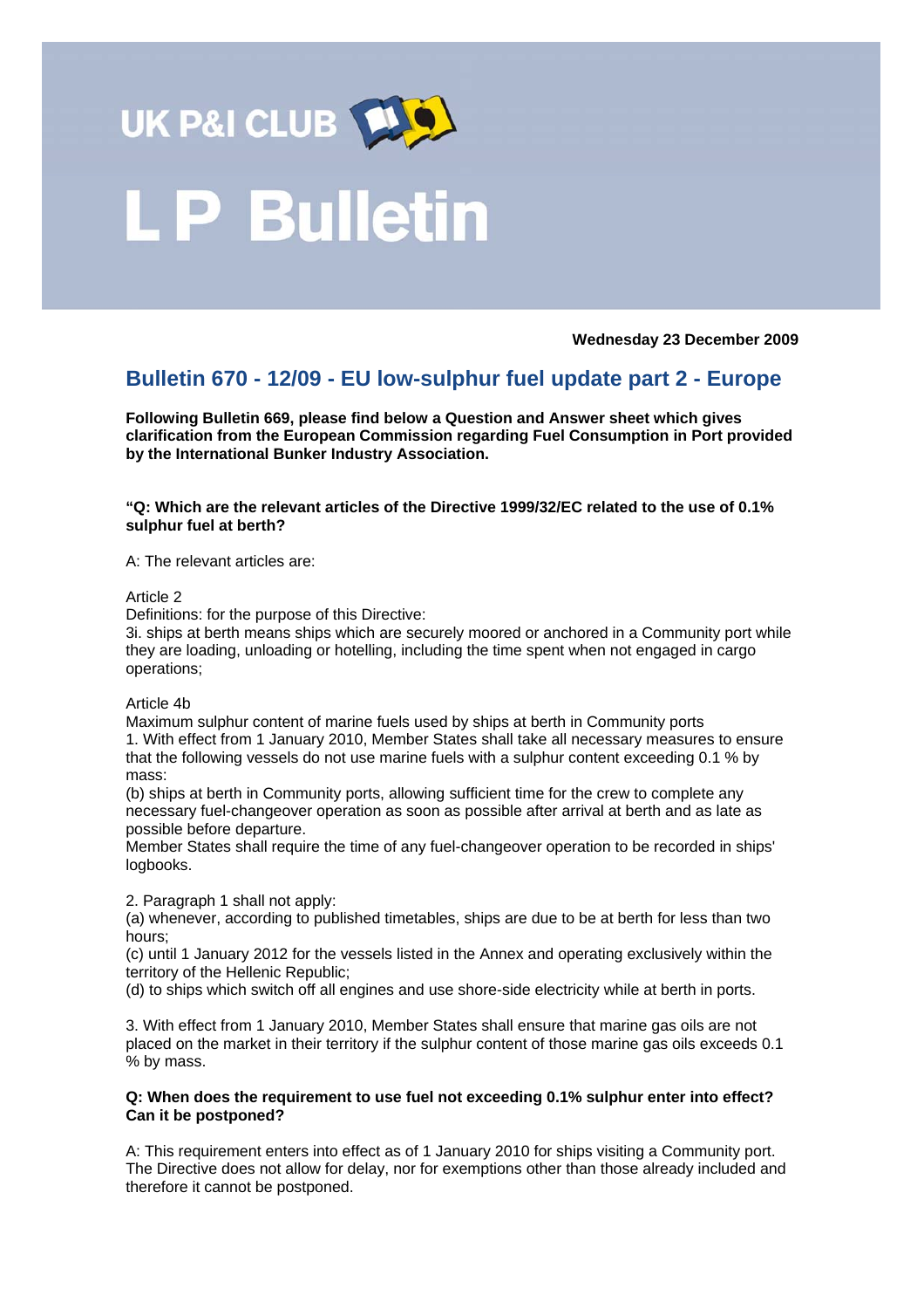# UK P&I CLUB

# L P Bulletin

**Wednesday 23 December 2009**

## Bulletin 670 - 12/09 - EU low-sulphur fuel update part 2 - Europe

**Following Bulletin 669, please find below a Question and Answer sheet which gives clarification from the European Commission regarding Fuel Consumption in Port provided by the International Bunker Industry Association.**

**"Q: Which are the relevant articles of the Directive 1999/32/EC related to the use of 0.1% sulphur fuel at berth?**

A: The relevant articles are:

Article 2
Definitions: for the purpose of this Directive:
3i. ships at berth means ships which are securely moored or anchored in a Community port while they are loading, unloading or hotelling, including the time spent when not engaged in cargo operations;

Article 4b
Maximum sulphur content of marine fuels used by ships at berth in Community ports
1. With effect from 1 January 2010, Member States shall take all necessary measures to ensure that the following vessels do not use marine fuels with a sulphur content exceeding 0.1 % by mass:
(b) ships at berth in Community ports, allowing sufficient time for the crew to complete any necessary fuel-changeover operation as soon as possible after arrival at berth and as late as possible before departure.
Member States shall require the time of any fuel-changeover operation to be recorded in ships' logbooks.

2. Paragraph 1 shall not apply:
(a) whenever, according to published timetables, ships are due to be at berth for less than two hours;
(c) until 1 January 2012 for the vessels listed in the Annex and operating exclusively within the territory of the Hellenic Republic;
(d) to ships which switch off all engines and use shore-side electricity while at berth in ports.

3. With effect from 1 January 2010, Member States shall ensure that marine gas oils are not placed on the market in their territory if the sulphur content of those marine gas oils exceeds 0.1 % by mass.

**Q: When does the requirement to use fuel not exceeding 0.1% sulphur enter into effect? Can it be postponed?**

A: This requirement enters into effect as of 1 January 2010 for ships visiting a Community port. The Directive does not allow for delay, nor for exemptions other than those already included and therefore it cannot be postponed.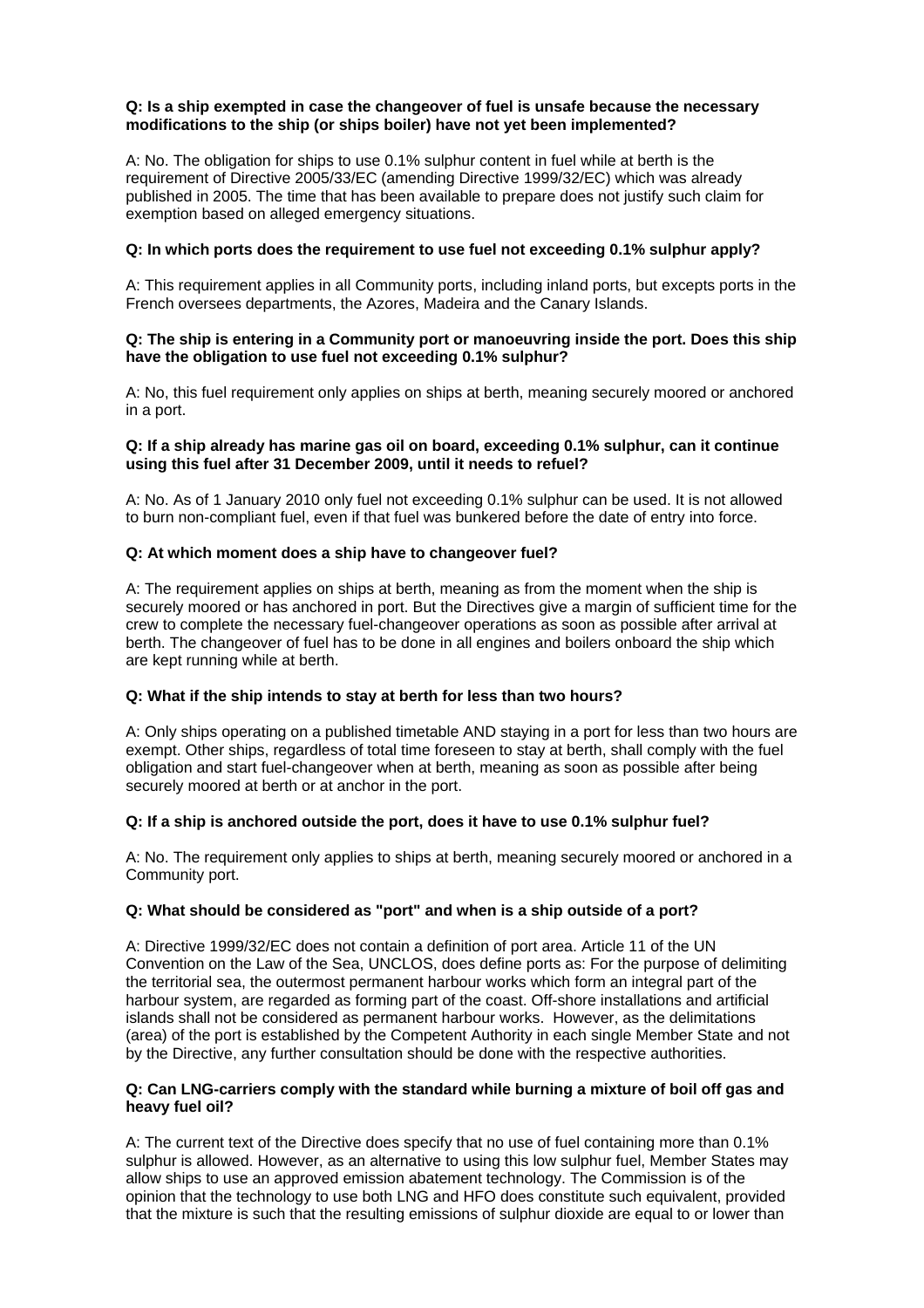**Q: Is a ship exempted in case the changeover of fuel is unsafe because the necessary modifications to the ship (or ships boiler) have not yet been implemented?**

A: No. The obligation for ships to use 0.1% sulphur content in fuel while at berth is the requirement of Directive 2005/33/EC (amending Directive 1999/32/EC) which was already published in 2005. The time that has been available to prepare does not justify such claim for exemption based on alleged emergency situations.

**Q: In which ports does the requirement to use fuel not exceeding 0.1% sulphur apply?**

A: This requirement applies in all Community ports, including inland ports, but excepts ports in the French oversees departments, the Azores, Madeira and the Canary Islands.

**Q: The ship is entering in a Community port or manoeuvring inside the port. Does this ship have the obligation to use fuel not exceeding 0.1% sulphur?**

A: No, this fuel requirement only applies on ships at berth, meaning securely moored or anchored in a port.

**Q: If a ship already has marine gas oil on board, exceeding 0.1% sulphur, can it continue using this fuel after 31 December 2009, until it needs to refuel?**

A: No. As of 1 January 2010 only fuel not exceeding 0.1% sulphur can be used. It is not allowed to burn non-compliant fuel, even if that fuel was bunkered before the date of entry into force.

**Q: At which moment does a ship have to changeover fuel?**

A: The requirement applies on ships at berth, meaning as from the moment when the ship is securely moored or has anchored in port. But the Directives give a margin of sufficient time for the crew to complete the necessary fuel-changeover operations as soon as possible after arrival at berth. The changeover of fuel has to be done in all engines and boilers onboard the ship which are kept running while at berth.

**Q: What if the ship intends to stay at berth for less than two hours?**

A: Only ships operating on a published timetable AND staying in a port for less than two hours are exempt. Other ships, regardless of total time foreseen to stay at berth, shall comply with the fuel obligation and start fuel-changeover when at berth, meaning as soon as possible after being securely moored at berth or at anchor in the port.

**Q: If a ship is anchored outside the port, does it have to use 0.1% sulphur fuel?**

A: No. The requirement only applies to ships at berth, meaning securely moored or anchored in a Community port.

**Q: What should be considered as "port" and when is a ship outside of a port?**

A: Directive 1999/32/EC does not contain a definition of port area. Article 11 of the UN Convention on the Law of the Sea, UNCLOS, does define ports as: For the purpose of delimiting the territorial sea, the outermost permanent harbour works which form an integral part of the harbour system, are regarded as forming part of the coast. Off-shore installations and artificial islands shall not be considered as permanent harbour works. However, as the delimitations (area) of the port is established by the Competent Authority in each single Member State and not by the Directive, any further consultation should be done with the respective authorities.

**Q: Can LNG-carriers comply with the standard while burning a mixture of boil off gas and heavy fuel oil?**

A: The current text of the Directive does specify that no use of fuel containing more than 0.1% sulphur is allowed. However, as an alternative to using this low sulphur fuel, Member States may allow ships to use an approved emission abatement technology. The Commission is of the opinion that the technology to use both LNG and HFO does constitute such equivalent, provided that the mixture is such that the resulting emissions of sulphur dioxide are equal to or lower than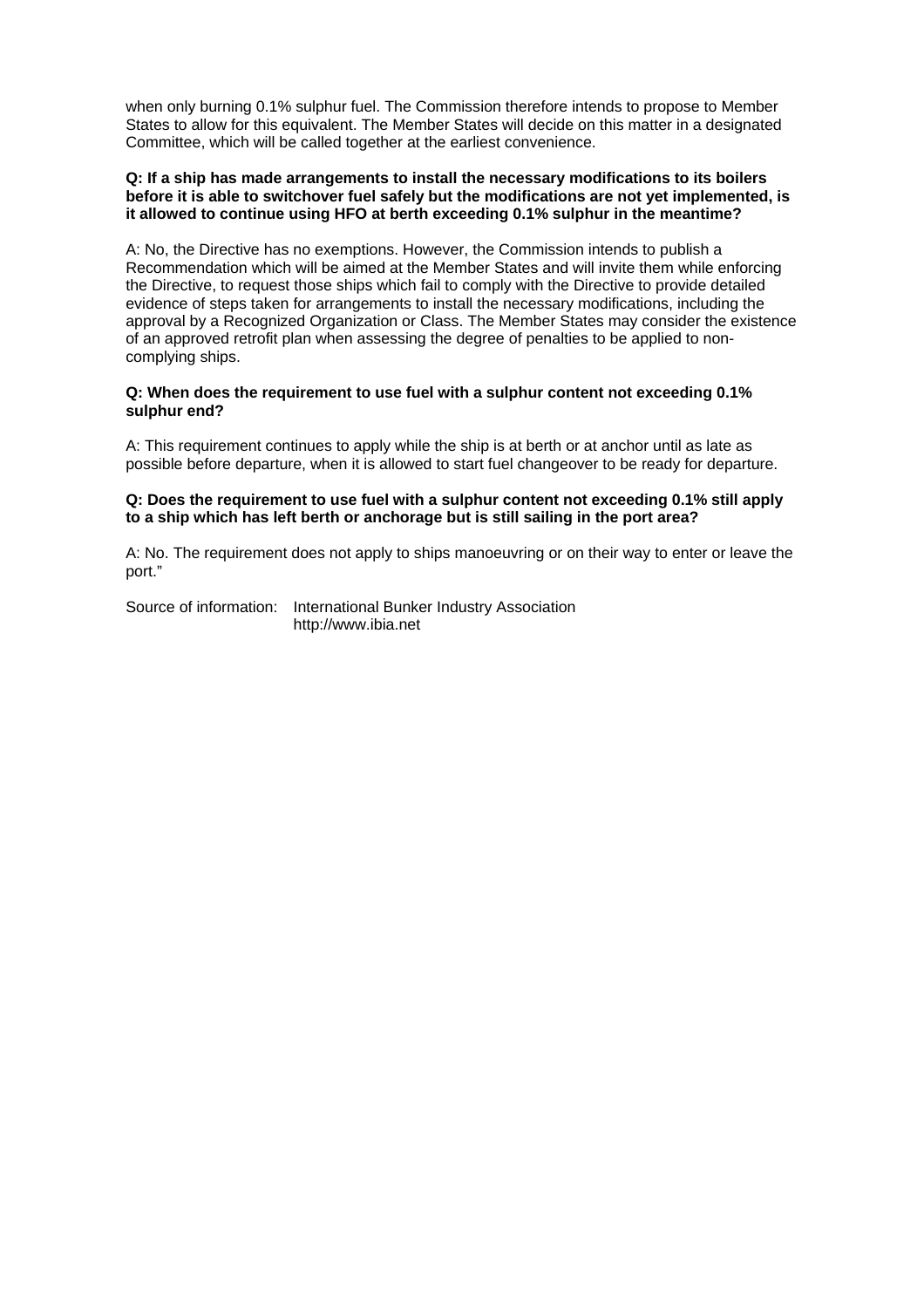when only burning 0.1% sulphur fuel. The Commission therefore intends to propose to Member States to allow for this equivalent. The Member States will decide on this matter in a designated Committee, which will be called together at the earliest convenience.

**Q: If a ship has made arrangements to install the necessary modifications to its boilers before it is able to switchover fuel safely but the modifications are not yet implemented, is it allowed to continue using HFO at berth exceeding 0.1% sulphur in the meantime?**

A: No, the Directive has no exemptions. However, the Commission intends to publish a Recommendation which will be aimed at the Member States and will invite them while enforcing the Directive, to request those ships which fail to comply with the Directive to provide detailed evidence of steps taken for arrangements to install the necessary modifications, including the approval by a Recognized Organization or Class. The Member States may consider the existence of an approved retrofit plan when assessing the degree of penalties to be applied to non-complying ships.

**Q: When does the requirement to use fuel with a sulphur content not exceeding 0.1% sulphur end?**

A: This requirement continues to apply while the ship is at berth or at anchor until as late as possible before departure, when it is allowed to start fuel changeover to be ready for departure.

**Q: Does the requirement to use fuel with a sulphur content not exceeding 0.1% still apply to a ship which has left berth or anchorage but is still sailing in the port area?**

A: No. The requirement does not apply to ships manoeuvring or on their way to enter or leave the port."

Source of information: International Bunker Industry Association
http://www.ibia.net